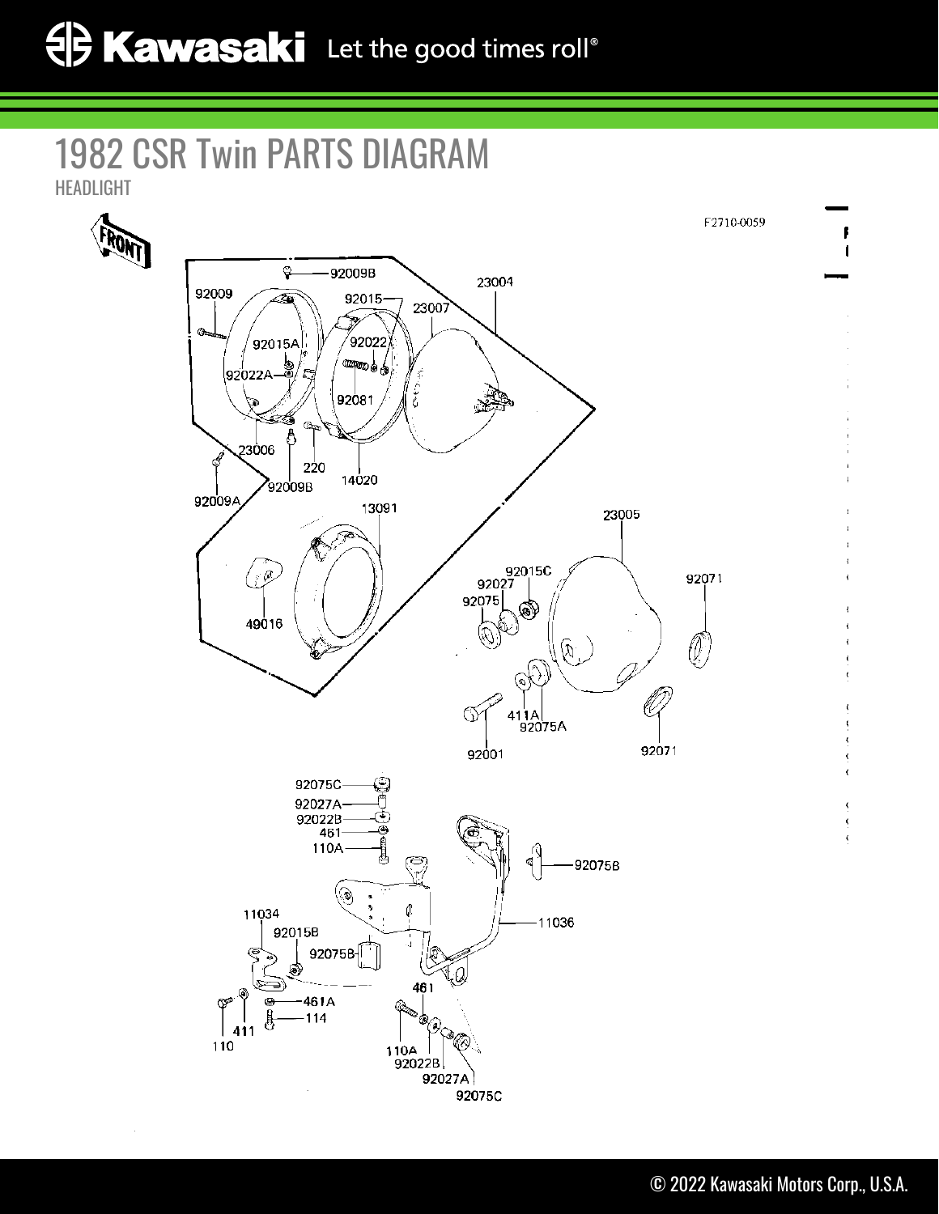# 1982 CSR Twin PARTS DIAGRAM

HEADLIGHT

F2710-0059

FRONT

92009B
92009
92015
23004
23007
92015A
92022
92022A
92081
23006
220
14020
92009B
92009A
13091
23005
92015C
92027
92071
92075
49016
411A
92075A
92001
92071
92075C
92027A
92022B
461
110A
92075B
11034
11036
92015B
92075B
461
461A
114
411
110
110A
92022B
92027A
92075C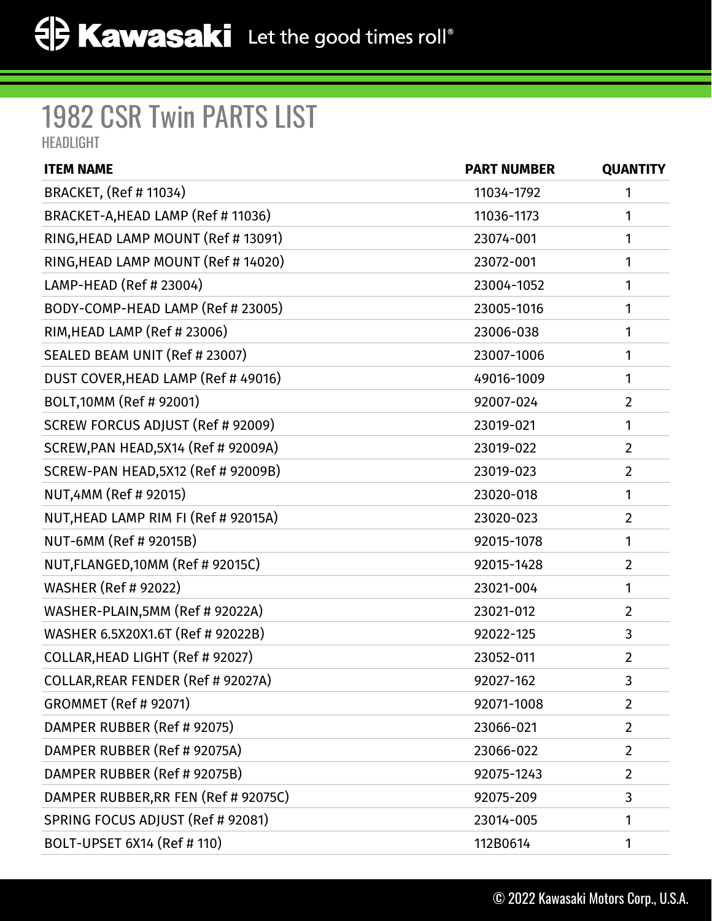# 1982 CSR Twin PARTS LIST

HEADLIGHT

| ITEM NAME | PART NUMBER | QUANTITY |
|---|---|---|
| BRACKET, (Ref # 11034) | 11034-1792 | 1 |
| BRACKET-A,HEAD LAMP (Ref # 11036) | 11036-1173 | 1 |
| RING,HEAD LAMP MOUNT (Ref # 13091) | 23074-001 | 1 |
| RING,HEAD LAMP MOUNT (Ref # 14020) | 23072-001 | 1 |
| LAMP-HEAD (Ref # 23004) | 23004-1052 | 1 |
| BODY-COMP-HEAD LAMP (Ref # 23005) | 23005-1016 | 1 |
| RIM,HEAD LAMP (Ref # 23006) | 23006-038 | 1 |
| SEALED BEAM UNIT (Ref # 23007) | 23007-1006 | 1 |
| DUST COVER,HEAD LAMP (Ref # 49016) | 49016-1009 | 1 |
| BOLT,10MM (Ref # 92001) | 92007-024 | 2 |
| SCREW FORCUS ADJUST (Ref # 92009) | 23019-021 | 1 |
| SCREW,PAN HEAD,5X14 (Ref # 92009A) | 23019-022 | 2 |
| SCREW-PAN HEAD,5X12 (Ref # 92009B) | 23019-023 | 2 |
| NUT,4MM (Ref # 92015) | 23020-018 | 1 |
| NUT,HEAD LAMP RIM FI (Ref # 92015A) | 23020-023 | 2 |
| NUT-6MM (Ref # 92015B) | 92015-1078 | 1 |
| NUT,FLANGED,10MM (Ref # 92015C) | 92015-1428 | 2 |
| WASHER (Ref # 92022) | 23021-004 | 1 |
| WASHER-PLAIN,5MM (Ref # 92022A) | 23021-012 | 2 |
| WASHER 6.5X20X1.6T (Ref # 92022B) | 92022-125 | 3 |
| COLLAR,HEAD LIGHT (Ref # 92027) | 23052-011 | 2 |
| COLLAR,REAR FENDER (Ref # 92027A) | 92027-162 | 3 |
| GROMMET (Ref # 92071) | 92071-1008 | 2 |
| DAMPER RUBBER (Ref # 92075) | 23066-021 | 2 |
| DAMPER RUBBER (Ref # 92075A) | 23066-022 | 2 |
| DAMPER RUBBER (Ref # 92075B) | 92075-1243 | 2 |
| DAMPER RUBBER,RR FEN (Ref # 92075C) | 92075-209 | 3 |
| SPRING FOCUS ADJUST (Ref # 92081) | 23014-005 | 1 |
| BOLT-UPSET 6X14 (Ref # 110) | 112B0614 | 1 |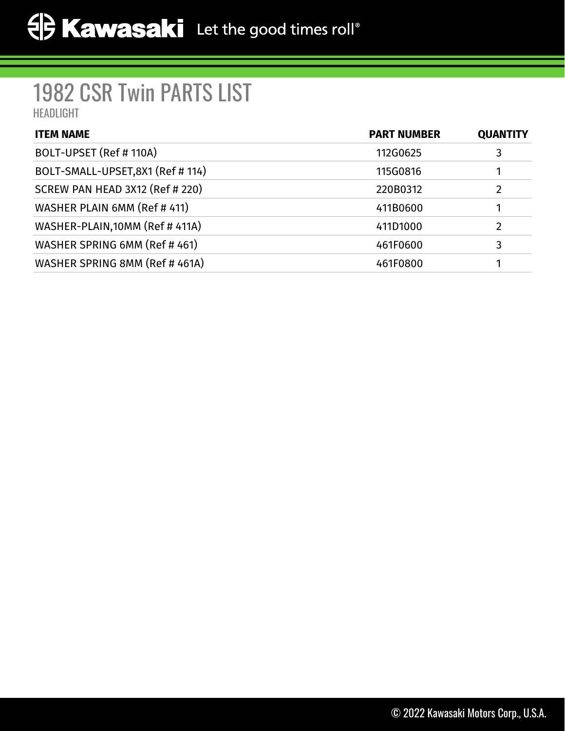# 1982 CSR Twin PARTS LIST

HEADLIGHT

| ITEM NAME | PART NUMBER | QUANTITY |
|---|---|---|
| BOLT-UPSET (Ref # 110A) | 112G0625 | 3 |
| BOLT-SMALL-UPSET,8X1 (Ref # 114) | 115G0816 | 1 |
| SCREW PAN HEAD 3X12 (Ref # 220) | 220B0312 | 2 |
| WASHER PLAIN 6MM (Ref # 411) | 411B0600 | 1 |
| WASHER-PLAIN,10MM (Ref # 411A) | 411D1000 | 2 |
| WASHER SPRING 6MM (Ref # 461) | 461F0600 | 3 |
| WASHER SPRING 8MM (Ref # 461A) | 461F0800 | 1 |